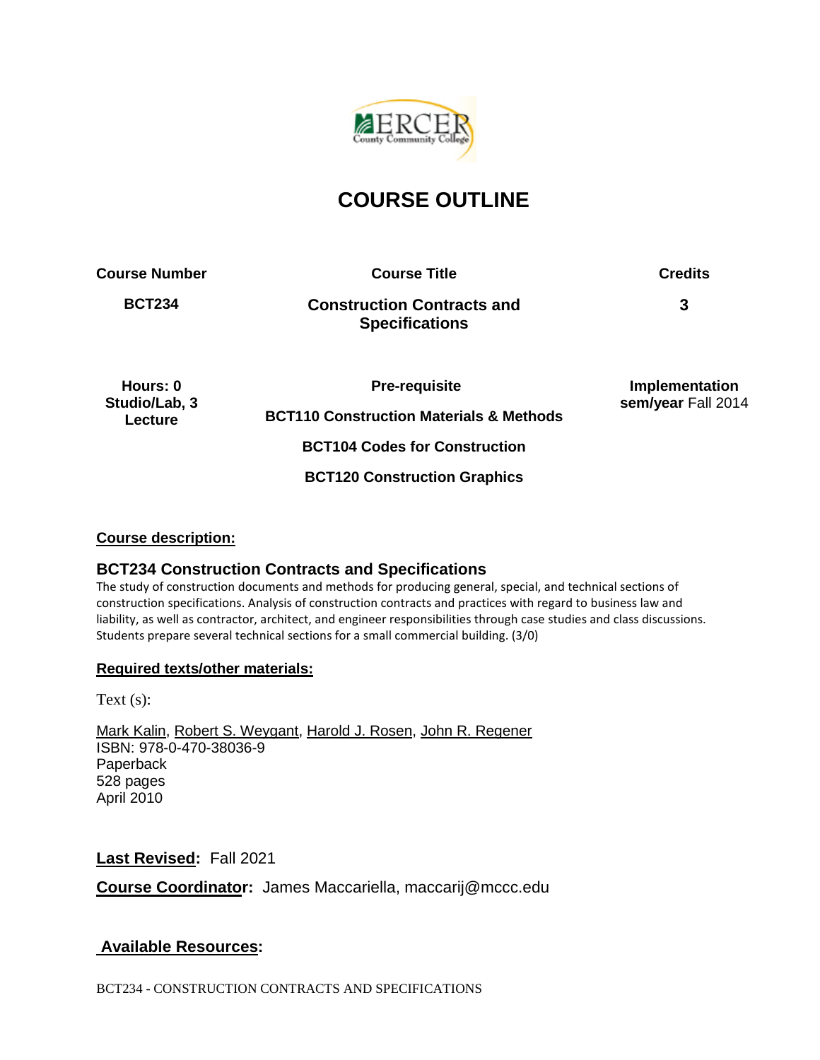# COURSE OUTLINE

| Course Number | Course Title | Credits |
|---|---|---|
| **BCT234** | **Construction Contracts and Specifications** | **3** |

| Hours: 0 Studio/Lab, 3 Lecture | Pre-requisite | Implementation sem/year Fall 2014 |
|---|---|---|
| | **BCT110 Construction Materials & Methods** | |
| | **BCT104 Codes for Construction** | |
| | **BCT120 Construction Graphics** | |

## Course description:

### BCT234 Construction Contracts and Specifications

The study of construction documents and methods for producing general, special, and technical sections of construction specifications. Analysis of construction contracts and practices with regard to business law and liability, as well as contractor, architect, and engineer responsibilities through case studies and class discussions. Students prepare several technical sections for a small commercial building. (3/0)

## Required texts/other materials:

Text (s):

Mark Kalin, Robert S. Weygant, Harold J. Rosen, John R. Regener
ISBN: 978-0-470-38036-9
Paperback
528 pages
April 2010

**Last Revised:** Fall 2021

**Course Coordinator:** James Maccariella, maccarij@mccc.edu

## Available Resources: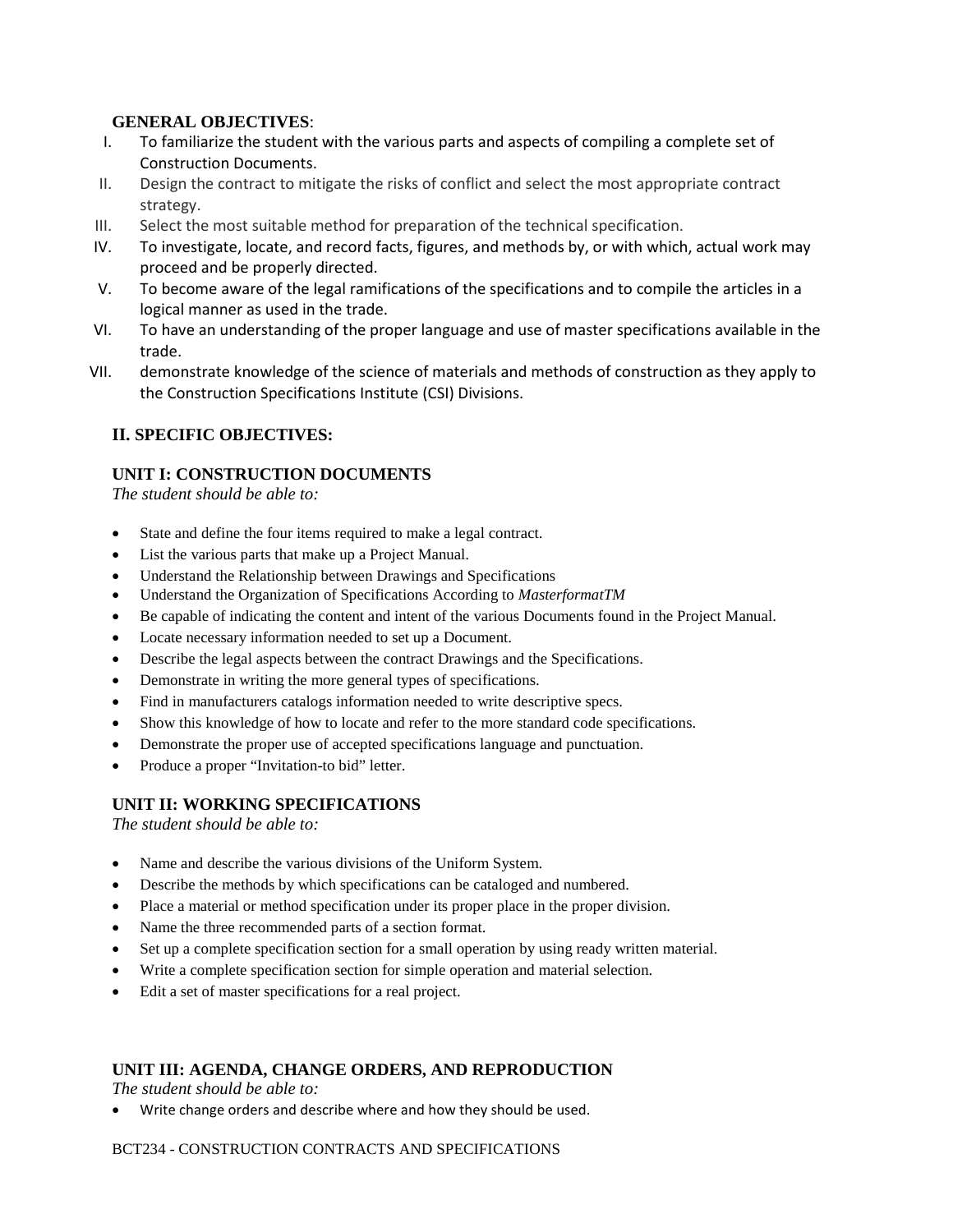**GENERAL OBJECTIVES**:

I. To familiarize the student with the various parts and aspects of compiling a complete set of Construction Documents.
II. Design the contract to mitigate the risks of conflict and select the most appropriate contract strategy.
III. Select the most suitable method for preparation of the technical specification.
IV. To investigate, locate, and record facts, figures, and methods by, or with which, actual work may proceed and be properly directed.
V. To become aware of the legal ramifications of the specifications and to compile the articles in a logical manner as used in the trade.
VI. To have an understanding of the proper language and use of master specifications available in the trade.
VII. demonstrate knowledge of the science of materials and methods of construction as they apply to the Construction Specifications Institute (CSI) Divisions.

## II. SPECIFIC OBJECTIVES:

### UNIT I: CONSTRUCTION DOCUMENTS

*The student should be able to:*

- State and define the four items required to make a legal contract.
- List the various parts that make up a Project Manual.
- Understand the Relationship between Drawings and Specifications
- Understand the Organization of Specifications According to *MasterformatTM*
- Be capable of indicating the content and intent of the various Documents found in the Project Manual.
- Locate necessary information needed to set up a Document.
- Describe the legal aspects between the contract Drawings and the Specifications.
- Demonstrate in writing the more general types of specifications.
- Find in manufacturers catalogs information needed to write descriptive specs.
- Show this knowledge of how to locate and refer to the more standard code specifications.
- Demonstrate the proper use of accepted specifications language and punctuation.
- Produce a proper "Invitation-to bid" letter.

### UNIT II: WORKING SPECIFICATIONS

*The student should be able to:*

- Name and describe the various divisions of the Uniform System.
- Describe the methods by which specifications can be cataloged and numbered.
- Place a material or method specification under its proper place in the proper division.
- Name the three recommended parts of a section format.
- Set up a complete specification section for a small operation by using ready written material.
- Write a complete specification section for simple operation and material selection.
- Edit a set of master specifications for a real project.

### UNIT III: AGENDA, CHANGE ORDERS, AND REPRODUCTION

*The student should be able to:*

- Write change orders and describe where and how they should be used.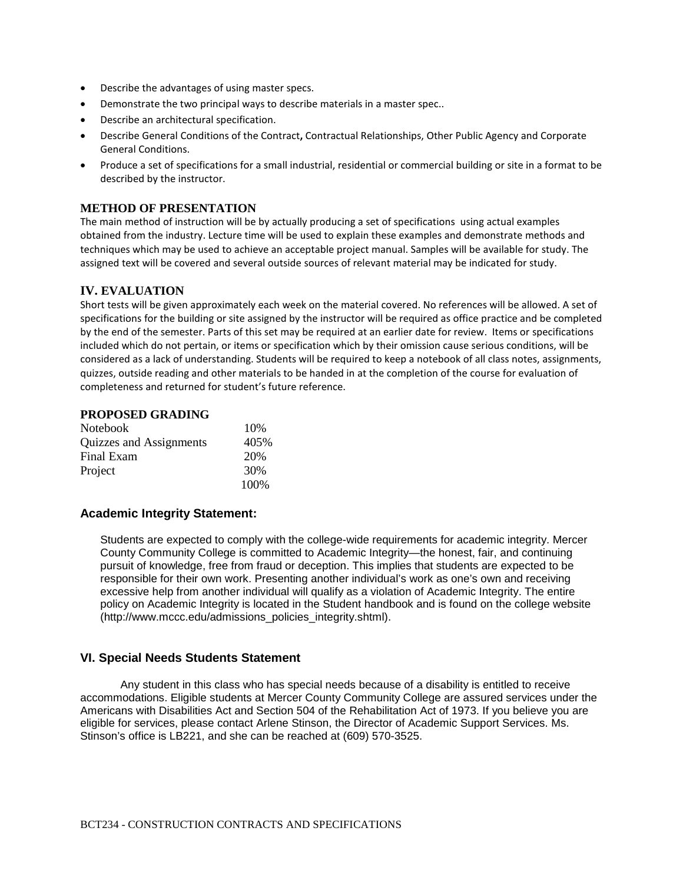- Describe the advantages of using master specs.
- Demonstrate the two principal ways to describe materials in a master spec..
- Describe an architectural specification.
- Describe General Conditions of the Contract**,** Contractual Relationships, Other Public Agency and Corporate General Conditions.
- Produce a set of specifications for a small industrial, residential or commercial building or site in a format to be described by the instructor.

## METHOD OF PRESENTATION

The main method of instruction will be by actually producing a set of specifications using actual examples obtained from the industry. Lecture time will be used to explain these examples and demonstrate methods and techniques which may be used to achieve an acceptable project manual. Samples will be available for study. The assigned text will be covered and several outside sources of relevant material may be indicated for study.

## IV. EVALUATION

Short tests will be given approximately each week on the material covered. No references will be allowed. A set of specifications for the building or site assigned by the instructor will be required as office practice and be completed by the end of the semester. Parts of this set may be required at an earlier date for review. Items or specifications included which do not pertain, or items or specification which by their omission cause serious conditions, will be considered as a lack of understanding. Students will be required to keep a notebook of all class notes, assignments, quizzes, outside reading and other materials to be handed in at the completion of the course for evaluation of completeness and returned for student's future reference.

## PROPOSED GRADING

| | |
|---|---|
| Notebook | 10% |
| Quizzes and Assignments | 405% |
| Final Exam | 20% |
| Project | 30% |
| | 100% |

## Academic Integrity Statement:

Students are expected to comply with the college-wide requirements for academic integrity. Mercer County Community College is committed to Academic Integrity—the honest, fair, and continuing pursuit of knowledge, free from fraud or deception. This implies that students are expected to be responsible for their own work. Presenting another individual's work as one's own and receiving excessive help from another individual will qualify as a violation of Academic Integrity. The entire policy on Academic Integrity is located in the Student handbook and is found on the college website (http://www.mccc.edu/admissions_policies_integrity.shtml).

## VI. Special Needs Students Statement

Any student in this class who has special needs because of a disability is entitled to receive accommodations. Eligible students at Mercer County Community College are assured services under the Americans with Disabilities Act and Section 504 of the Rehabilitation Act of 1973. If you believe you are eligible for services, please contact Arlene Stinson, the Director of Academic Support Services. Ms. Stinson's office is LB221, and she can be reached at (609) 570-3525.